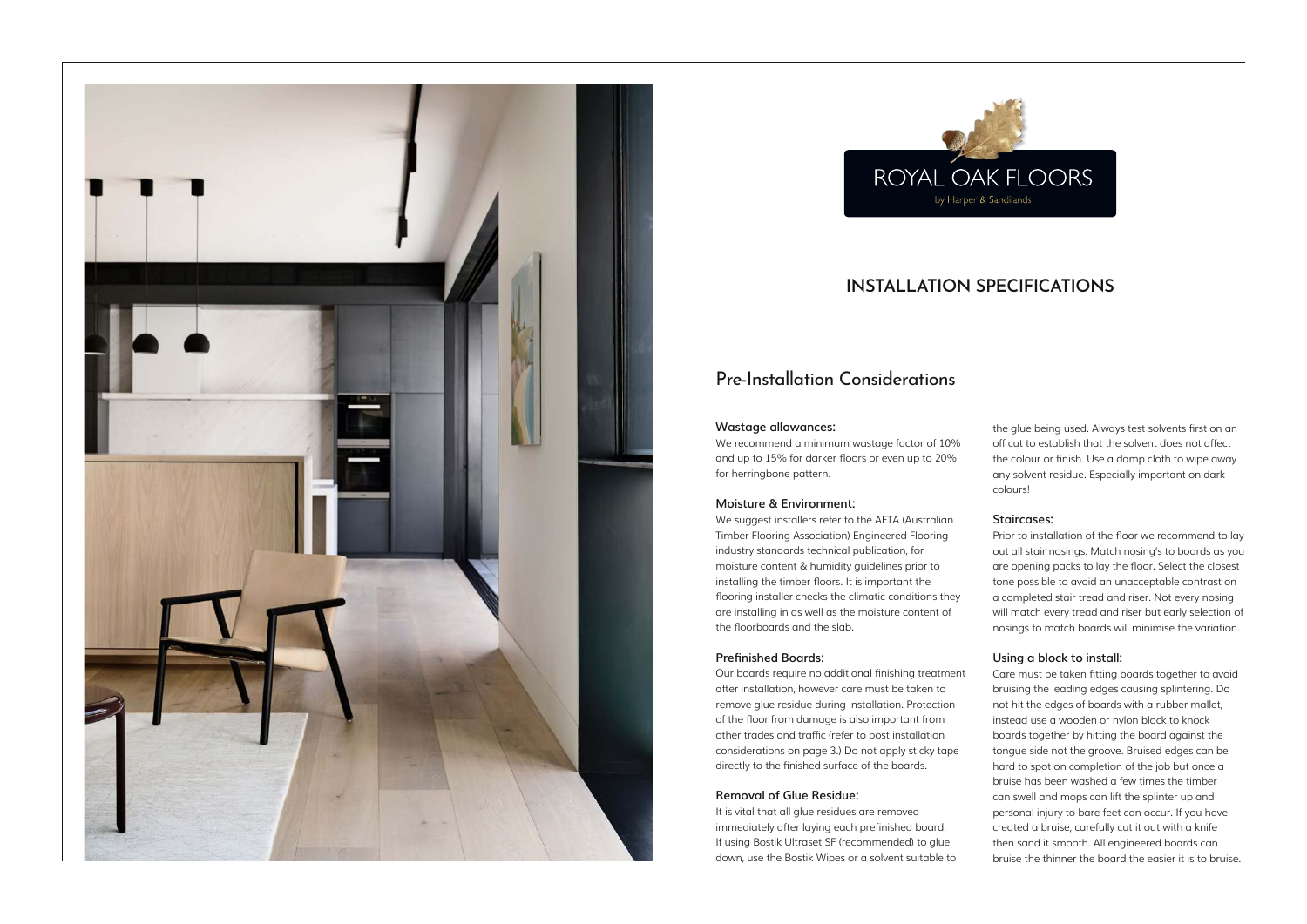ROYAL OAK FLOORS

by Harper & Sandilands

# INSTALLATION SPECIFICATIONS

## Pre-Installation Considerations

### Wastage allowances:

We recommend a minimum wastage factor of 10% and up to 15% for darker floors or even up to 20% for herringbone pattern.

### Moisture & Environment:

We suggest installers refer to the AFTA (Australian Timber Flooring Association) Engineered Flooring industry standards technical publication, for moisture content & humidity guidelines prior to installing the timber floors. It is important the flooring installer checks the climatic conditions they are installing in as well as the moisture content of the floorboards and the slab.

### Prefinished Boards:

Our boards require no additional finishing treatment after installation, however care must be taken to remove glue residue during installation. Protection of the floor from damage is also important from other trades and traffic (refer to post installation considerations on page 3.) Do not apply sticky tape directly to the finished surface of the boards.

### Removal of Glue Residue:

It is vital that all glue residues are removed immediately after laying each prefinished board. If using Bostik Ultraset SF (recommended) to glue down, use the Bostik Wipes or a solvent suitable to the glue being used. Always test solvents first on an off cut to establish that the solvent does not affect the colour or finish. Use a damp cloth to wipe away any solvent residue. Especially important on dark colours!

### Staircases:

Prior to installation of the floor we recommend to lay out all stair nosings. Match nosing's to boards as you are opening packs to lay the floor. Select the closest tone possible to avoid an unacceptable contrast on a completed stair tread and riser. Not every nosing will match every tread and riser but early selection of nosings to match boards will minimise the variation.

### Using a block to install:

Care must be taken fitting boards together to avoid bruising the leading edges causing splintering. Do not hit the edges of boards with a rubber mallet, instead use a wooden or nylon block to knock boards together by hitting the board against the tongue side not the groove. Bruised edges can be hard to spot on completion of the job but once a bruise has been washed a few times the timber can swell and mops can lift the splinter up and personal injury to bare feet can occur. If you have created a bruise, carefully cut it out with a knife then sand it smooth. All engineered boards can bruise the thinner the board the easier it is to bruise.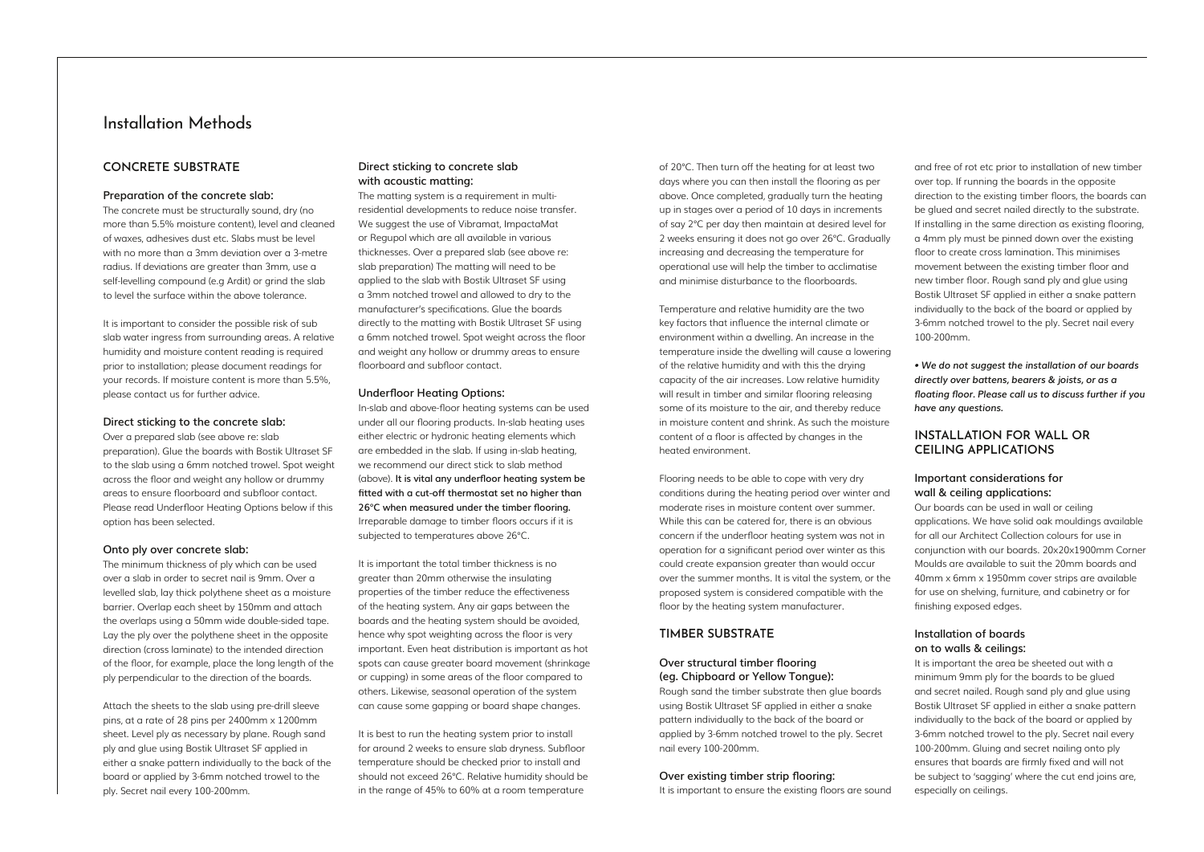# Installation Methods

## CONCRETE SUBSTRATE

### Preparation of the concrete slab:

The concrete must be structurally sound, dry (no more than 5.5% moisture content), level and cleaned of waxes, adhesives dust etc. Slabs must be level with no more than a 3mm deviation over a 3-metre radius. If deviations are greater than 3mm, use a self-levelling compound (e.g Ardit) or grind the slab to level the surface within the above tolerance.

It is important to consider the possible risk of sub slab water ingress from surrounding areas. A relative humidity and moisture content reading is required prior to installation; please document readings for your records. If moisture content is more than 5.5%, please contact us for further advice.

### Direct sticking to the concrete slab:

Over a prepared slab (see above re: slab preparation). Glue the boards with Bostik Ultraset SF to the slab using a 6mm notched trowel. Spot weight across the floor and weight any hollow or drummy areas to ensure floorboard and subfloor contact. Please read Underfloor Heating Options below if this option has been selected.

### Onto ply over concrete slab:

The minimum thickness of ply which can be used over a slab in order to secret nail is 9mm. Over a levelled slab, lay thick polythene sheet as a moisture barrier. Overlap each sheet by 150mm and attach the overlaps using a 50mm wide double-sided tape. Lay the ply over the polythene sheet in the opposite direction (cross laminate) to the intended direction of the floor, for example, place the long length of the ply perpendicular to the direction of the boards.

Attach the sheets to the slab using pre-drill sleeve pins, at a rate of 28 pins per 2400mm x 1200mm sheet. Level ply as necessary by plane. Rough sand ply and glue using Bostik Ultraset SF applied in either a snake pattern individually to the back of the board or applied by 3-6mm notched trowel to the ply. Secret nail every 100-200mm.

### Direct sticking to concrete slab with acoustic matting:

The matting system is a requirement in multi-residential developments to reduce noise transfer. We suggest the use of Vibramat, ImpactaMat or Regupol which are all available in various thicknesses. Over a prepared slab (see above re: slab preparation) The matting will need to be applied to the slab with Bostik Ultraset SF using a 3mm notched trowel and allowed to dry to the manufacturer's specifications. Glue the boards directly to the matting with Bostik Ultraset SF using a 6mm notched trowel. Spot weight across the floor and weight any hollow or drummy areas to ensure floorboard and subfloor contact.

### Underfloor Heating Options:

In-slab and above-floor heating systems can be used under all our flooring products. In-slab heating uses either electric or hydronic heating elements which are embedded in the slab. If using in-slab heating, we recommend our direct stick to slab method (above). **It is vital any underfloor heating system be fitted with a cut-off thermostat set no higher than 26°C when measured under the timber flooring.** Irreparable damage to timber floors occurs if it is subjected to temperatures above 26°C.

It is important the total timber thickness is no greater than 20mm otherwise the insulating properties of the timber reduce the effectiveness of the heating system. Any air gaps between the boards and the heating system should be avoided, hence why spot weighting across the floor is very important. Even heat distribution is important as hot spots can cause greater board movement (shrinkage or cupping) in some areas of the floor compared to others. Likewise, seasonal operation of the system can cause some gapping or board shape changes.

It is best to run the heating system prior to install for around 2 weeks to ensure slab dryness. Subfloor temperature should be checked prior to install and should not exceed 26°C. Relative humidity should be in the range of 45% to 60% at a room temperature of 20°C. Then turn off the heating for at least two days where you can then install the flooring as per above. Once completed, gradually turn the heating up in stages over a period of 10 days in increments of say 2°C per day then maintain at desired level for 2 weeks ensuring it does not go over 26°C. Gradually increasing and decreasing the temperature for operational use will help the timber to acclimatise and minimise disturbance to the floorboards.

Temperature and relative humidity are the two key factors that influence the internal climate or environment within a dwelling. An increase in the temperature inside the dwelling will cause a lowering of the relative humidity and with this the drying capacity of the air increases. Low relative humidity will result in timber and similar flooring releasing some of its moisture to the air, and thereby reduce in moisture content and shrink. As such the moisture content of a floor is affected by changes in the heated environment.

Flooring needs to be able to cope with very dry conditions during the heating period over winter and moderate rises in moisture content over summer. While this can be catered for, there is an obvious concern if the underfloor heating system was not in operation for a significant period over winter as this could create expansion greater than would occur over the summer months. It is vital the system, or the proposed system is considered compatible with the floor by the heating system manufacturer.

## TIMBER SUBSTRATE

### Over structural timber flooring (eg. Chipboard or Yellow Tongue):

Rough sand the timber substrate then glue boards using Bostik Ultraset SF applied in either a snake pattern individually to the back of the board or applied by 3-6mm notched trowel to the ply. Secret nail every 100-200mm.

### Over existing timber strip flooring:

It is important to ensure the existing floors are sound and free of rot etc prior to installation of new timber over top. If running the boards in the opposite direction to the existing timber floors, the boards can be glued and secret nailed directly to the substrate. If installing in the same direction as existing flooring, a 4mm ply must be pinned down over the existing floor to create cross lamination. This minimises movement between the existing timber floor and new timber floor. Rough sand ply and glue using Bostik Ultraset SF applied in either a snake pattern individually to the back of the board or applied by 3-6mm notched trowel to the ply. Secret nail every 100-200mm.

***• We do not suggest the installation of our boards directly over battens, bearers & joists, or as a floating floor. Please call us to discuss further if you have any questions.***

## INSTALLATION FOR WALL OR CEILING APPLICATIONS

### Important considerations for wall & ceiling applications:

Our boards can be used in wall or ceiling applications. We have solid oak mouldings available for all our Architect Collection colours for use in conjunction with our boards. 20x20x1900mm Corner Moulds are available to suit the 20mm boards and 40mm x 6mm x 1950mm cover strips are available for use on shelving, furniture, and cabinetry or for finishing exposed edges.

### Installation of boards on to walls & ceilings:

It is important the area be sheeted out with a minimum 9mm ply for the boards to be glued and secret nailed. Rough sand ply and glue using Bostik Ultraset SF applied in either a snake pattern individually to the back of the board or applied by 3-6mm notched trowel to the ply. Secret nail every 100-200mm. Gluing and secret nailing onto ply ensures that boards are firmly fixed and will not be subject to 'sagging' where the cut end joins are, especially on ceilings.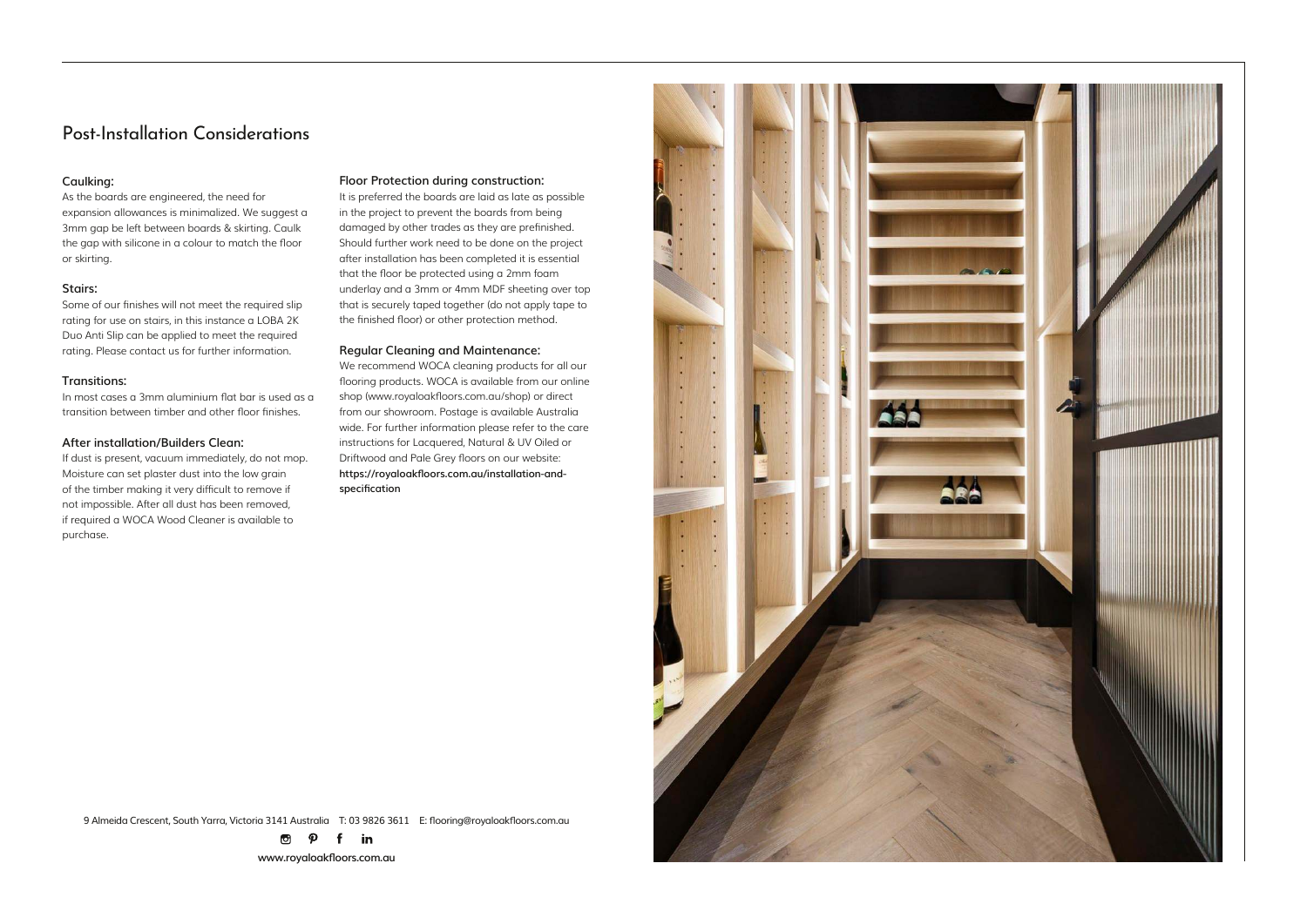# Post-Installation Considerations

### Caulking:

As the boards are engineered, the need for expansion allowances is minimalized. We suggest a 3mm gap be left between boards & skirting. Caulk the gap with silicone in a colour to match the floor or skirting.

### Stairs:

Some of our finishes will not meet the required slip rating for use on stairs, in this instance a LOBA 2K Duo Anti Slip can be applied to meet the required rating. Please contact us for further information.

### Transitions:

In most cases a 3mm aluminium flat bar is used as a transition between timber and other floor finishes.

### After installation/Builders Clean:

If dust is present, vacuum immediately, do not mop. Moisture can set plaster dust into the low grain of the timber making it very difficult to remove if not impossible. After all dust has been removed, if required a WOCA Wood Cleaner is available to purchase.

### Floor Protection during construction:

It is preferred the boards are laid as late as possible in the project to prevent the boards from being damaged by other trades as they are prefinished. Should further work need to be done on the project after installation has been completed it is essential that the floor be protected using a 2mm foam underlay and a 3mm or 4mm MDF sheeting over top that is securely taped together (do not apply tape to the finished floor) or other protection method.

### Regular Cleaning and Maintenance:

We recommend WOCA cleaning products for all our flooring products. WOCA is available from our online shop (www.royaloakfloors.com.au/shop) or direct from our showroom. Postage is available Australia wide. For further information please refer to the care instructions for Lacquered, Natural & UV Oiled or Driftwood and Pale Grey floors on our website: **https://royaloakfloors.com.au/installation-and-specification**

9 Almeida Crescent, South Yarra, Victoria 3141 Australia T: 03 9826 3611 E: flooring@royaloakfloors.com.au

**www.royaloakfloors.com.au**